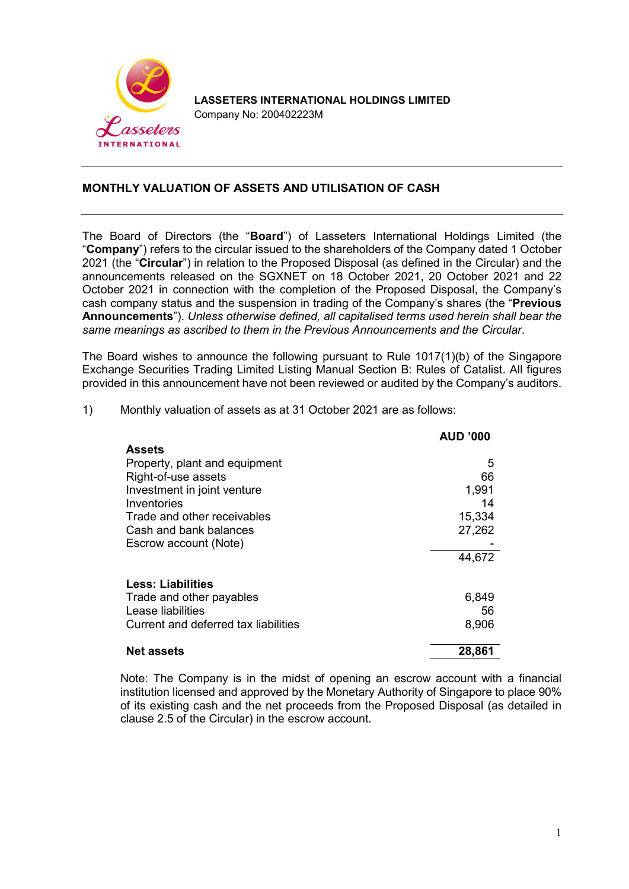**LASSETERS INTERNATIONAL HOLDINGS LIMITED**
Company No: 200402223M

## MONTHLY VALUATION OF ASSETS AND UTILISATION OF CASH

The Board of Directors (the "**Board**") of Lasseters International Holdings Limited (the "**Company**") refers to the circular issued to the shareholders of the Company dated 1 October 2021 (the "**Circular**") in relation to the Proposed Disposal (as defined in the Circular) and the announcements released on the SGXNET on 18 October 2021, 20 October 2021 and 22 October 2021 in connection with the completion of the Proposed Disposal, the Company's cash company status and the suspension in trading of the Company's shares (the "**Previous Announcements**"). *Unless otherwise defined, all capitalised terms used herein shall bear the same meanings as ascribed to them in the Previous Announcements and the Circular*.

The Board wishes to announce the following pursuant to Rule 1017(1)(b) of the Singapore Exchange Securities Trading Limited Listing Manual Section B: Rules of Catalist. All figures provided in this announcement have not been reviewed or audited by the Company's auditors.

1) Monthly valuation of assets as at 31 October 2021 are as follows:

| | **AUD '000** |
|---|---|
| **Assets** | |
| Property, plant and equipment | 5 |
| Right-of-use assets | 66 |
| Investment in joint venture | 1,991 |
| Inventories | 14 |
| Trade and other receivables | 15,334 |
| Cash and bank balances | 27,262 |
| Escrow account (Note) | - |
| | 44,672 |
| **Less: Liabilities** | |
| Trade and other payables | 6,849 |
| Lease liabilities | 56 |
| Current and deferred tax liabilities | 8,906 |
| **Net assets** | **28,861** |

Note: The Company is in the midst of opening an escrow account with a financial institution licensed and approved by the Monetary Authority of Singapore to place 90% of its existing cash and the net proceeds from the Proposed Disposal (as detailed in clause 2.5 of the Circular) in the escrow account.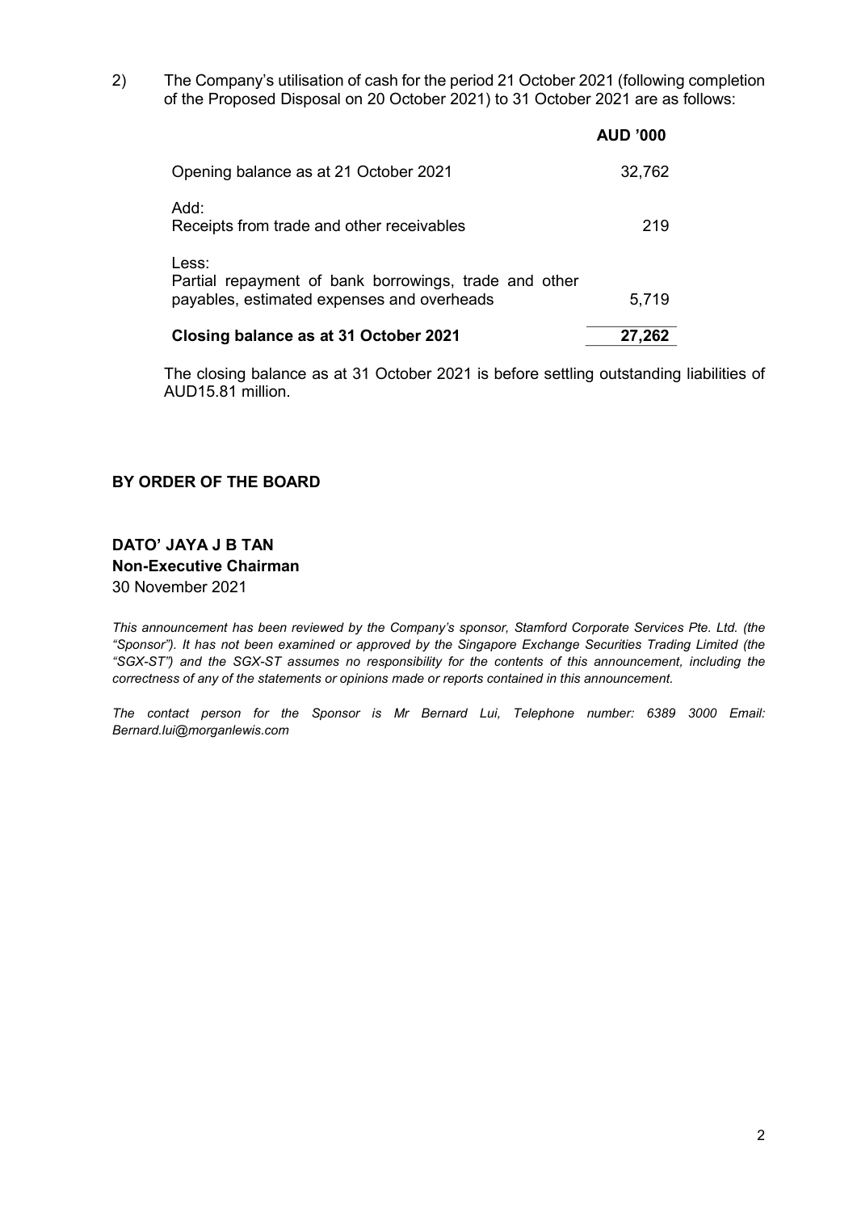2) The Company's utilisation of cash for the period 21 October 2021 (following completion of the Proposed Disposal on 20 October 2021) to 31 October 2021 are as follows:

| | AUD '000 |
|---|---|
| Opening balance as at 21 October 2021 | 32,762 |
| Add:<br>Receipts from trade and other receivables | 219 |
| Less:<br>Partial repayment of bank borrowings, trade and other payables, estimated expenses and overheads | 5,719 |
| **Closing balance as at 31 October 2021** | **27,262** |

The closing balance as at 31 October 2021 is before settling outstanding liabilities of AUD15.81 million.

**BY ORDER OF THE BOARD**

**DATO' JAYA J B TAN**
**Non-Executive Chairman**
30 November 2021

*This announcement has been reviewed by the Company's sponsor, Stamford Corporate Services Pte. Ltd. (the "Sponsor"). It has not been examined or approved by the Singapore Exchange Securities Trading Limited (the "SGX-ST") and the SGX-ST assumes no responsibility for the contents of this announcement, including the correctness of any of the statements or opinions made or reports contained in this announcement.*

*The contact person for the Sponsor is Mr Bernard Lui, Telephone number: 6389 3000 Email: Bernard.lui@morganlewis.com*